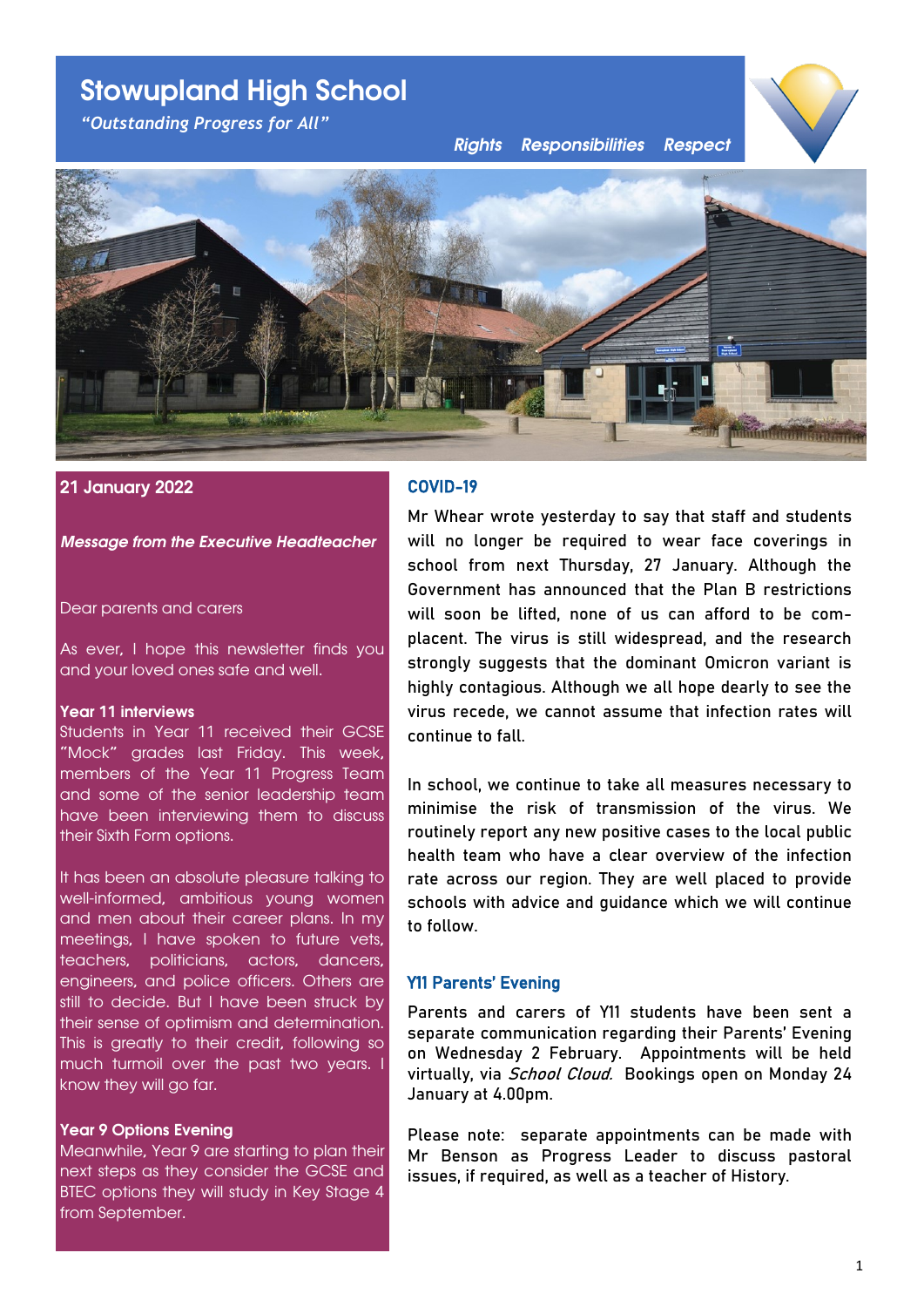# Stowupland High School

*"Outstanding Progress for All"*

*Rights Responsibilities Respect*

**21 January 2022**

***Message from the Executive Headteacher***

Dear parents and carers

As ever, I hope this newsletter finds you and your loved ones safe and well.

**Year 11 interviews**

Students in Year 11 received their GCSE "Mock" grades last Friday. This week, members of the Year 11 Progress Team and some of the senior leadership team have been interviewing them to discuss their Sixth Form options.

It has been an absolute pleasure talking to well-informed, ambitious young women and men about their career plans. In my meetings, I have spoken to future vets, teachers, politicians, actors, dancers, engineers, and police officers. Others are still to decide. But I have been struck by their sense of optimism and determination. This is greatly to their credit, following so much turmoil over the past two years. I know they will go far.

**Year 9 Options Evening**

Meanwhile, Year 9 are starting to plan their next steps as they consider the GCSE and BTEC options they will study in Key Stage 4 from September.

## COVID-19

Mr Whear wrote yesterday to say that staff and students will no longer be required to wear face coverings in school from next Thursday, 27 January. Although the Government has announced that the Plan B restrictions will soon be lifted, none of us can afford to be complacent. The virus is still widespread, and the research strongly suggests that the dominant Omicron variant is highly contagious. Although we all hope dearly to see the virus recede, we cannot assume that infection rates will continue to fall.

In school, we continue to take all measures necessary to minimise the risk of transmission of the virus. We routinely report any new positive cases to the local public health team who have a clear overview of the infection rate across our region. They are well placed to provide schools with advice and guidance which we will continue to follow.

## Y11 Parents' Evening

Parents and carers of Y11 students have been sent a separate communication regarding their Parents' Evening on Wednesday 2 February. Appointments will be held virtually, via *School Cloud.* Bookings open on Monday 24 January at 4.00pm.

Please note: separate appointments can be made with Mr Benson as Progress Leader to discuss pastoral issues, if required, as well as a teacher of History.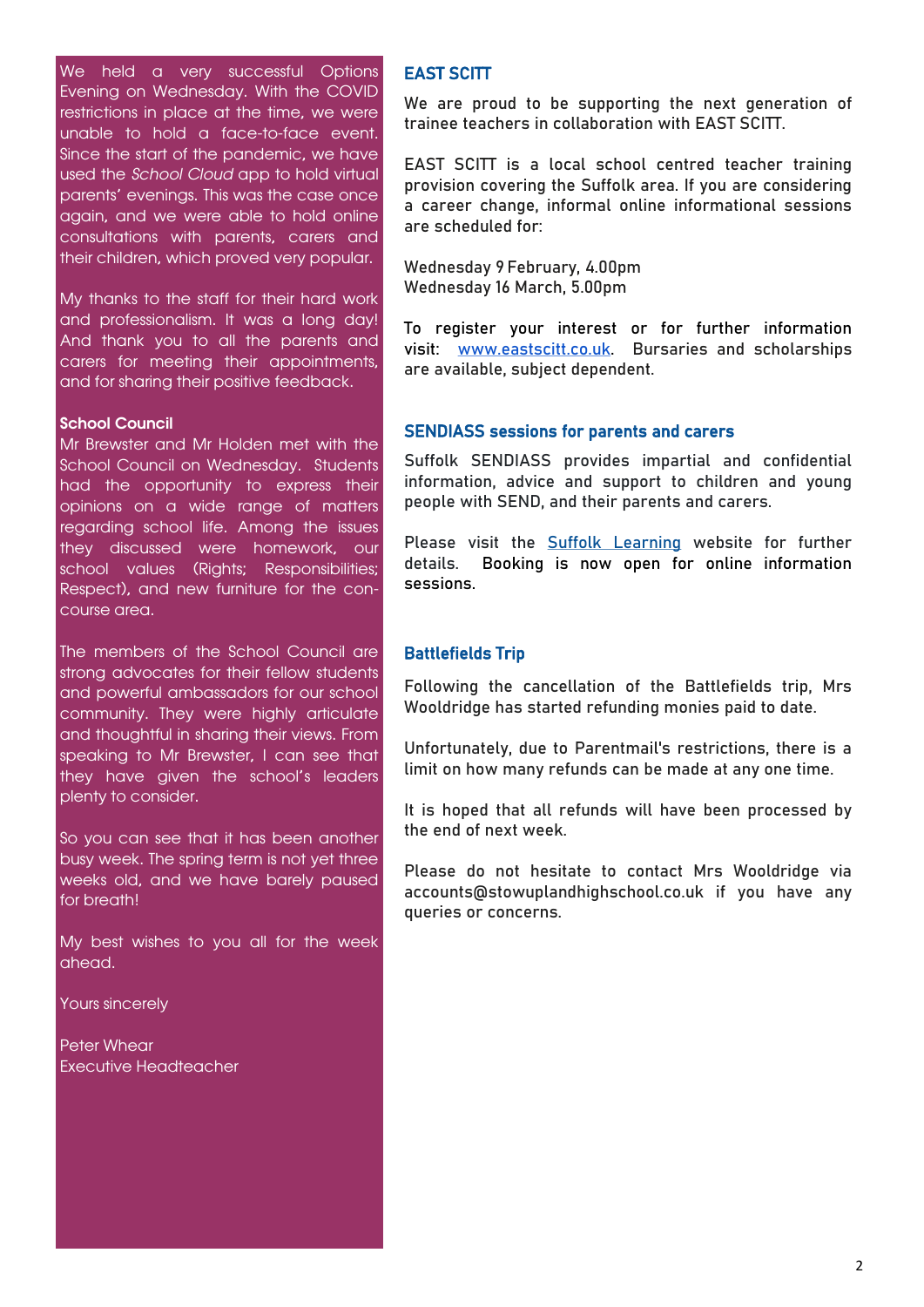We held a very successful Options Evening on Wednesday. With the COVID restrictions in place at the time, we were unable to hold a face-to-face event. Since the start of the pandemic, we have used the *School Cloud* app to hold virtual parents' evenings. This was the case once again, and we were able to hold online consultations with parents, carers and their children, which proved very popular.

My thanks to the staff for their hard work and professionalism. It was a long day! And thank you to all the parents and carers for meeting their appointments, and for sharing their positive feedback.

**School Council**

Mr Brewster and Mr Holden met with the School Council on Wednesday. Students had the opportunity to express their opinions on a wide range of matters regarding school life. Among the issues they discussed were homework, our school values (Rights; Responsibilities; Respect), and new furniture for the con-course area.

The members of the School Council are strong advocates for their fellow students and powerful ambassadors for our school community. They were highly articulate and thoughtful in sharing their views. From speaking to Mr Brewster, I can see that they have given the school's leaders plenty to consider.

So you can see that it has been another busy week. The spring term is not yet three weeks old, and we have barely paused for breath!

My best wishes to you all for the week ahead.

Yours sincerely

Peter Whear
Executive Headteacher

## EAST SCITT

We are proud to be supporting the next generation of trainee teachers in collaboration with EAST SCITT.

EAST SCITT is a local school centred teacher training provision covering the Suffolk area. If you are considering a career change, informal online informational sessions are scheduled for:

Wednesday 9 February, 4.00pm
Wednesday 16 March, 5.00pm

To register your interest or for further information visit: www.eastscitt.co.uk. Bursaries and scholarships are available, subject dependent.

## SENDIASS sessions for parents and carers

Suffolk SENDIASS provides impartial and confidential information, advice and support to children and young people with SEND, and their parents and carers.

Please visit the Suffolk Learning website for further details. Booking is now open for online information sessions.

## Battlefields Trip

Following the cancellation of the Battlefields trip, Mrs Wooldridge has started refunding monies paid to date.

Unfortunately, due to Parentmail's restrictions, there is a limit on how many refunds can be made at any one time.

It is hoped that all refunds will have been processed by the end of next week.

Please do not hesitate to contact Mrs Wooldridge via accounts@stowuplandhighschool.co.uk if you have any queries or concerns.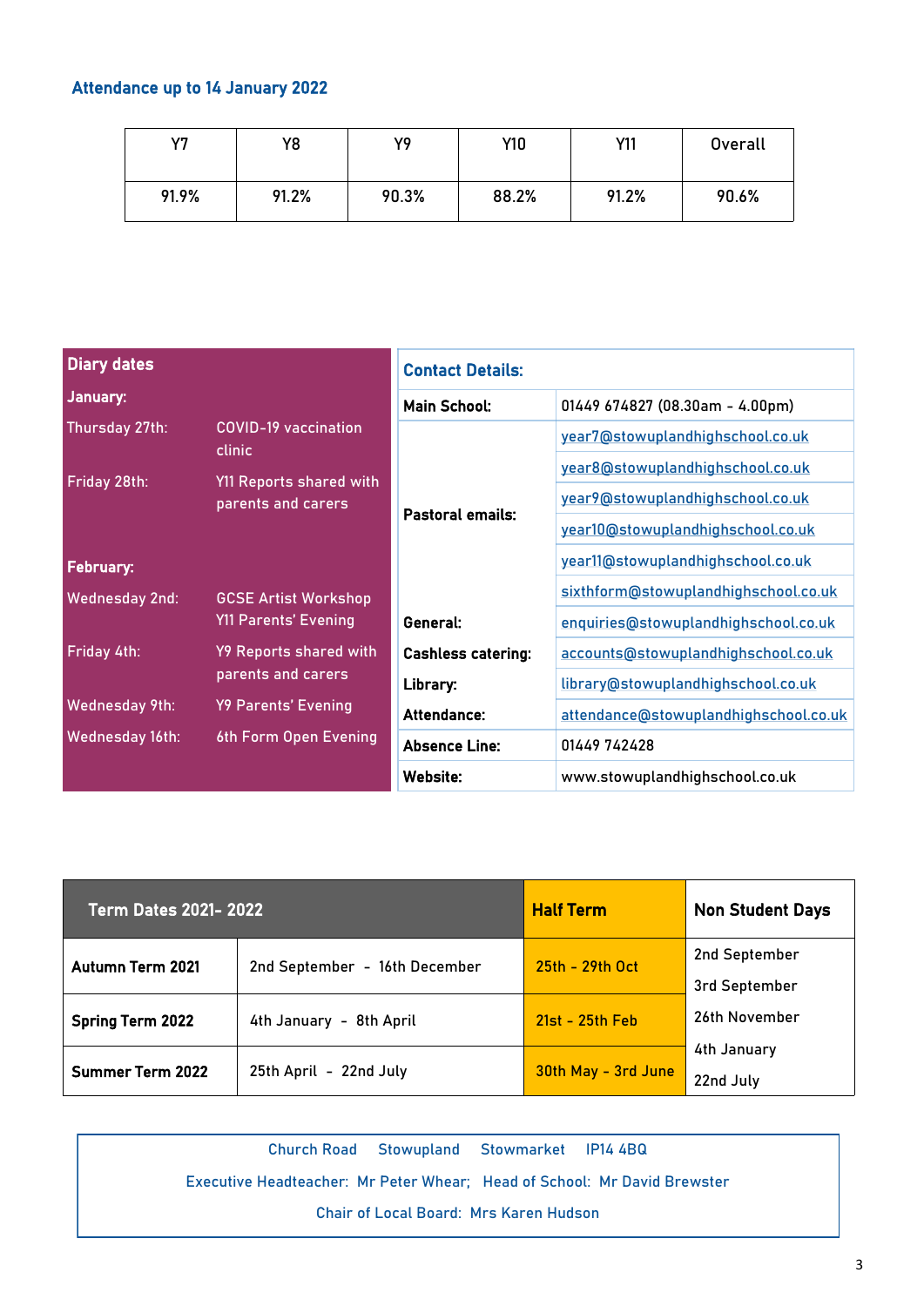## Attendance up to 14 January 2022

| Y7 | Y8 | Y9 | Y10 | Y11 | Overall |
|---|---|---|---|---|---|
| 91.9% | 91.2% | 90.3% | 88.2% | 91.2% | 90.6% |

## Diary dates

**January:**

| | |
|---|---|
| Thursday 27th: | COVID-19 vaccination clinic |
| Friday 28th: | Y11 Reports shared with parents and carers |

**February:**

| | |
|---|---|
| Wednesday 2nd: | GCSE Artist Workshop<br>Y11 Parents' Evening |
| Friday 4th: | Y9 Reports shared with parents and carers |
| Wednesday 9th: | Y9 Parents' Evening |
| Wednesday 16th: | 6th Form Open Evening |

## Contact Details:

| | |
|---|---|
| **Main School:** | 01449 674827 (08.30am - 4.00pm) |
| **Pastoral emails:** | year7@stowuplandhighschool.co.uk |
| | year8@stowuplandhighschool.co.uk |
| | year9@stowuplandhighschool.co.uk |
| | year10@stowuplandhighschool.co.uk |
| | year11@stowuplandhighschool.co.uk |
| | sixthform@stowuplandhighschool.co.uk |
| **General:** | enquiries@stowuplandhighschool.co.uk |
| **Cashless catering:** | accounts@stowuplandhighschool.co.uk |
| **Library:** | library@stowuplandhighschool.co.uk |
| **Attendance:** | attendance@stowuplandhighschool.co.uk |
| **Absence Line:** | 01449 742428 |
| **Website:** | www.stowuplandhighschool.co.uk |

| Term Dates 2021- 2022 | | Half Term | Non Student Days |
|---|---|---|---|
| **Autumn Term 2021** | 2nd September - 16th December | 25th - 29th Oct | 2nd September<br>3rd September<br>26th November<br>4th January<br>22nd July |
| **Spring Term 2022** | 4th January - 8th April | 21st - 25th Feb | |
| **Summer Term 2022** | 25th April - 22nd July | 30th May - 3rd June | |

Church Road Stowupland Stowmarket IP14 4BQ

Executive Headteacher: Mr Peter Whear; Head of School: Mr David Brewster

Chair of Local Board: Mrs Karen Hudson